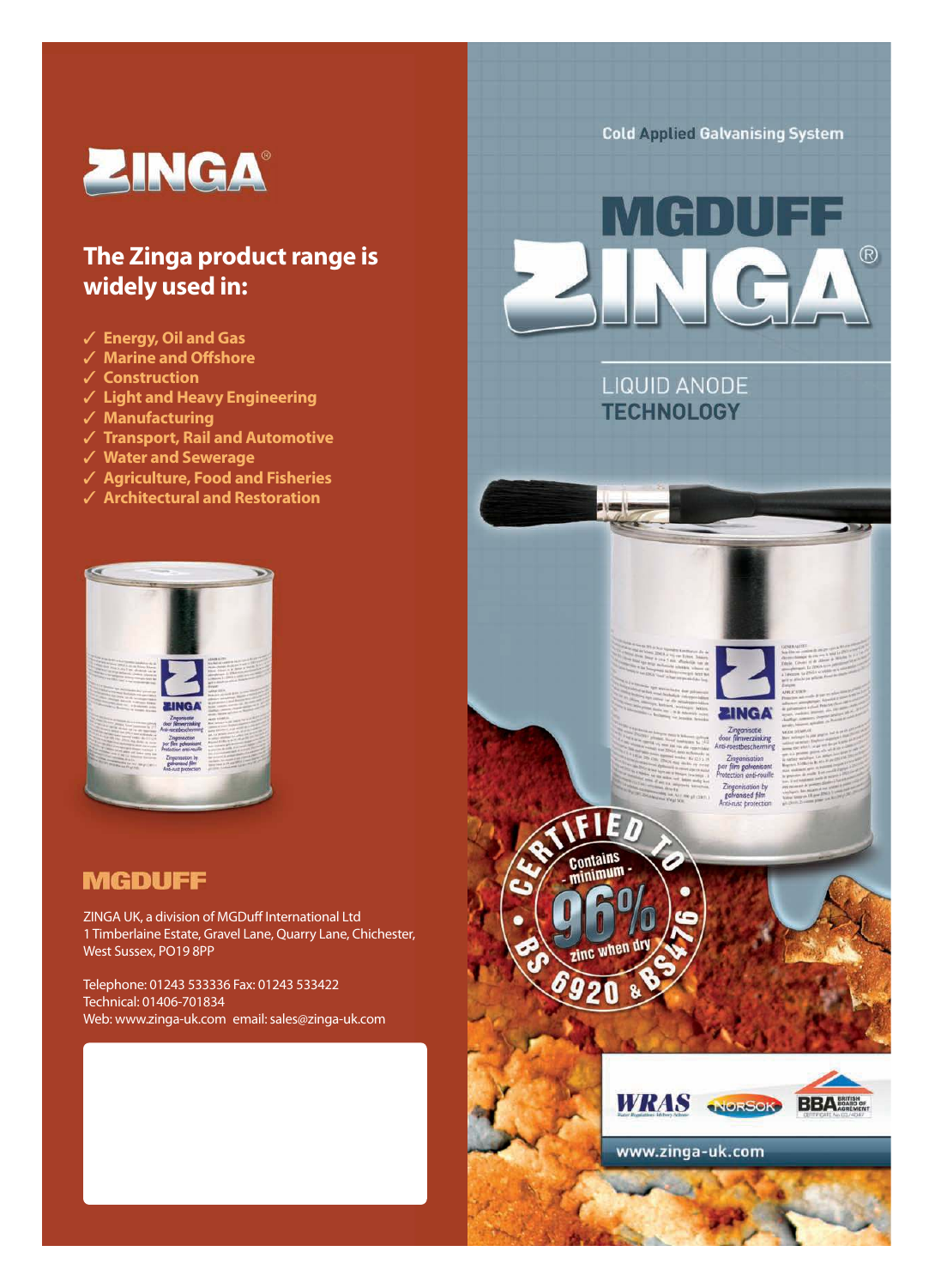# ZINGA®

## The Zinga product range is widely used in:

- ✓ Energy, Oil and Gas
- ✓ Marine and Offshore
- ✓ Construction
- ✓ Light and Heavy Engineering
- ✓ Manufacturing
- ✓ Transport, Rail and Automotive
- ✓ Water and Sewerage
- ✓ Agriculture, Food and Fisheries
- ✓ Architectural and Restoration

**MGDUFF**

ZINGA UK, a division of MGDuff International Ltd
1 Timberlaine Estate, Gravel Lane, Quarry Lane, Chichester, West Sussex, PO19 8PP

Telephone: 01243 533336 Fax: 01243 533422
Technical: 01406-701834
Web: www.zinga-uk.com email: sales@zinga-uk.com

Cold Applied Galvanising System

# MGDUFF ZINGA®

## LIQUID ANODE TECHNOLOGY

CERTIFIED TO BS 6920 & BS476 – Contains minimum 96% zinc when dry

WRAS NORSOK BBA

www.zinga-uk.com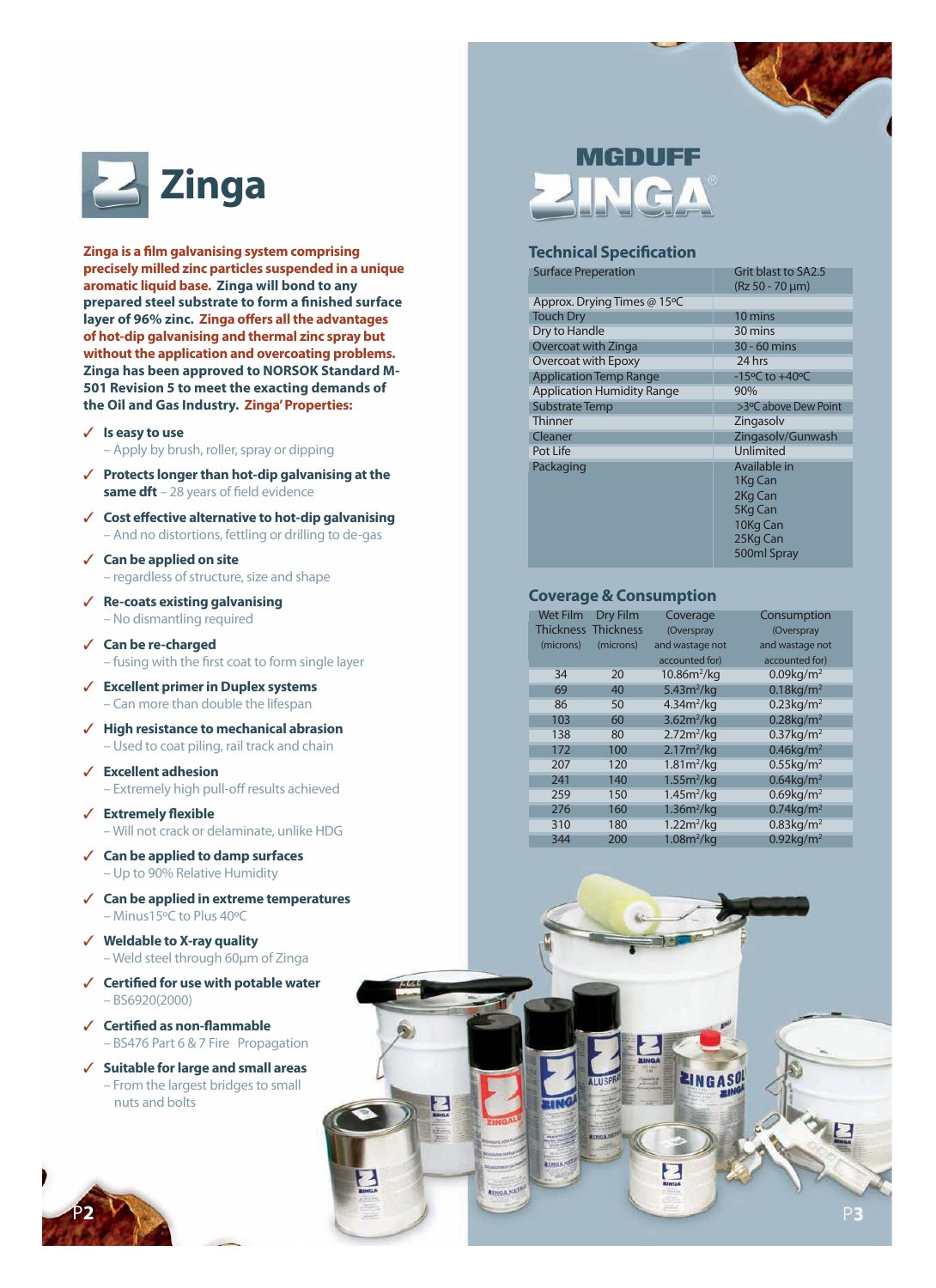# Zinga

**Zinga is a film galvanising system comprising precisely milled zinc particles suspended in a unique aromatic liquid base. Zinga will bond to any prepared steel substrate to form a finished surface layer of 96% zinc. Zinga offers all the advantages of hot-dip galvanising and thermal zinc spray but without the application and overcoating problems. Zinga has been approved to NORSOK Standard M-501 Revision 5 to meet the exacting demands of the Oil and Gas Industry. Zinga' Properties:**

- ✓ **Is easy to use**
  – Apply by brush, roller, spray or dipping
- ✓ **Protects longer than hot-dip galvanising at the same dft** – 28 years of field evidence
- ✓ **Cost effective alternative to hot-dip galvanising**
  – And no distortions, fettling or drilling to de-gas
- ✓ **Can be applied on site**
  – regardless of structure, size and shape
- ✓ **Re-coats existing galvanising**
  – No dismantling required
- ✓ **Can be re-charged**
  – fusing with the first coat to form single layer
- ✓ **Excellent primer in Duplex systems**
  – Can more than double the lifespan
- ✓ **High resistance to mechanical abrasion**
  – Used to coat piling, rail track and chain
- ✓ **Excellent adhesion**
  – Extremely high pull-off results achieved
- ✓ **Extremely flexible**
  – Will not crack or delaminate, unlike HDG
- ✓ **Can be applied to damp surfaces**
  – Up to 90% Relative Humidity
- ✓ **Can be applied in extreme temperatures**
  – Minus15ºC to Plus 40ºC
- ✓ **Weldable to X-ray quality**
  – Weld steel through 60µm of Zinga
- ✓ **Certified for use with potable water**
  – BS6920(2000)
- ✓ **Certified as non-flammable**
  – BS476 Part 6 & 7 Fire Propagation
- ✓ **Suitable for large and small areas**
  – From the largest bridges to small nuts and bolts

MGDUFF ZINGA®

## Technical Specification

| | |
|---|---|
| Surface Preperation | Grit blast to SA2.5 (Rz 50 - 70 µm) |
| Approx. Drying Times @ 15ºC | |
| Touch Dry | 10 mins |
| Dry to Handle | 30 mins |
| Overcoat with Zinga | 30 - 60 mins |
| Overcoat with Epoxy | 24 hrs |
| Application Temp Range | -15ºC to +40ºC |
| Application Humidity Range | 90% |
| Substrate Temp | >3ºC above Dew Point |
| Thinner | Zingasolv |
| Cleaner | Zingasolv/Gunwash |
| Pot Life | Unlimited |
| Packaging | Available in<br>1Kg Can<br>2Kg Can<br>5Kg Can<br>10Kg Can<br>25Kg Can<br>500ml Spray |

## Coverage & Consumption

| Wet Film Thickness (microns) | Dry Film Thickness (microns) | Coverage (Overspray and wastage not accounted for) | Consumption (Overspray and wastage not accounted for) |
|---|---|---|---|
| 34 | 20 | 10.86m²/kg | 0.09kg/m² |
| 69 | 40 | 5.43m²/kg | 0.18kg/m² |
| 86 | 50 | 4.34m²/kg | 0.23kg/m² |
| 103 | 60 | 3.62m²/kg | 0.28kg/m² |
| 138 | 80 | 2.72m²/kg | 0.37kg/m² |
| 172 | 100 | 2.17m²/kg | 0.46kg/m² |
| 207 | 120 | 1.81m²/kg | 0.55kg/m² |
| 241 | 140 | 1.55m²/kg | 0.64kg/m² |
| 259 | 150 | 1.45m²/kg | 0.69kg/m² |
| 276 | 160 | 1.36m²/kg | 0.74kg/m² |
| 310 | 180 | 1.22m²/kg | 0.83kg/m² |
| 344 | 200 | 1.08m²/kg | 0.92kg/m² |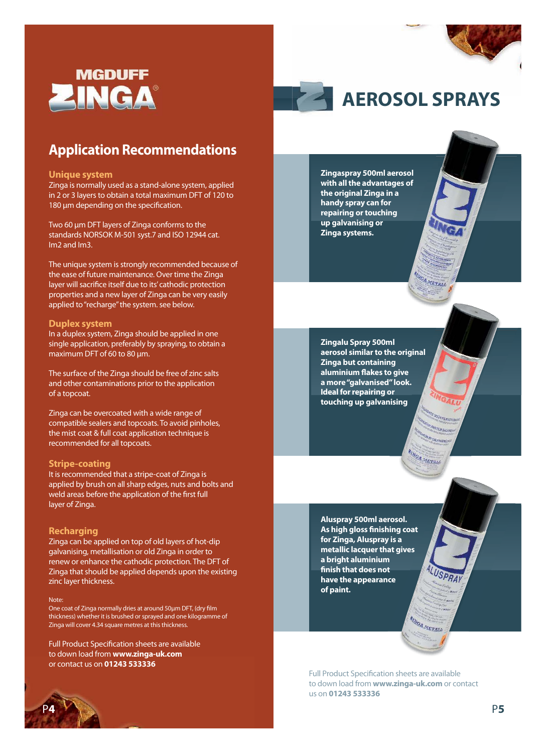MGDUFF
ZINGA®

## Application Recommendations

### Unique system

Zinga is normally used as a stand-alone system, applied in 2 or 3 layers to obtain a total maximum DFT of 120 to 180 µm depending on the specification.

Two 60 µm DFT layers of Zinga conforms to the standards NORSOK M-501 syst.7 and ISO 12944 cat. Im2 and Im3.

The unique system is strongly recommended because of the ease of future maintenance. Over time the Zinga layer will sacrifice itself due to its' cathodic protection properties and a new layer of Zinga can be very easily applied to "recharge" the system. see below.

### Duplex system

In a duplex system, Zinga should be applied in one single application, preferably by spraying, to obtain a maximum DFT of 60 to 80 µm.

The surface of the Zinga should be free of zinc salts and other contaminations prior to the application of a topcoat.

Zinga can be overcoated with a wide range of compatible sealers and topcoats. To avoid pinholes, the mist coat & full coat application technique is recommended for all topcoats.

### Stripe-coating

It is recommended that a stripe-coat of Zinga is applied by brush on all sharp edges, nuts and bolts and weld areas before the application of the first full layer of Zinga.

### Recharging

Zinga can be applied on top of old layers of hot-dip galvanising, metallisation or old Zinga in order to renew or enhance the cathodic protection. The DFT of Zinga that should be applied depends upon the existing zinc layer thickness.

Note:
One coat of Zinga normally dries at around 50µm DFT, (dry film thickness) whether it is brushed or sprayed and one kilogramme of Zinga will cover 4.34 square metres at this thickness.

Full Product Specification sheets are available to down load from **www.zinga-uk.com** or contact us on **01243 533336**

# AEROSOL SPRAYS

**Zingaspray 500ml aerosol with all the advantages of the original Zinga in a handy spray can for repairing or touching up galvanising or Zinga systems.**

**Zingalu Spray 500ml aerosol similar to the original Zinga but containing aluminium flakes to give a more "galvanised" look. Ideal for repairing or touching up galvanising**

**Aluspray 500ml aerosol. As high gloss finishing coat for Zinga, Aluspray is a metallic lacquer that gives a bright aluminium finish that does not have the appearance of paint.**

Full Product Specification sheets are available to down load from **www.zinga-uk.com** or contact us on **01243 533336**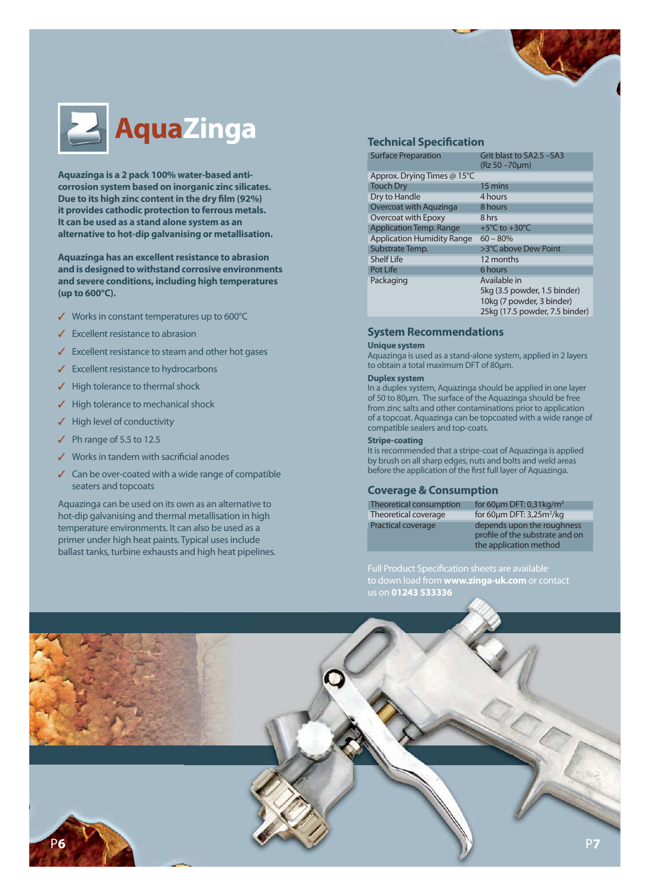# AquaZinga

**Aquazinga is a 2 pack 100% water-based anti-corrosion system based on inorganic zinc silicates. Due to its high zinc content in the dry film (92%) it provides cathodic protection to ferrous metals. It can be used as a stand alone system as an alternative to hot-dip galvanising or metallisation.**

**Aquazinga has an excellent resistance to abrasion and is designed to withstand corrosive environments and severe conditions, including high temperatures (up to 600°C).**

- ✓ Works in constant temperatures up to 600°C
- ✓ Excellent resistance to abrasion
- ✓ Excellent resistance to steam and other hot gases
- ✓ Excellent resistance to hydrocarbons
- ✓ High tolerance to thermal shock
- ✓ High tolerance to mechanical shock
- ✓ High level of conductivity
- ✓ Ph range of 5.5 to 12.5
- ✓ Works in tandem with sacrificial anodes
- ✓ Can be over-coated with a wide range of compatible seaters and topcoats

Aquazinga can be used on its own as an alternative to hot-dip galvanising and thermal metallisation in high temperature environments. It can also be used as a primer under high heat paints. Typical uses include ballast tanks, turbine exhausts and high heat pipelines.

## Technical Specification

| | |
|---|---|
| Surface Preparation | Grit blast to SA2.5 –SA3 (Rz 50 –70µm) |
| Approx. Drying Times @ 15°C | |
| Touch Dry | 15 mins |
| Dry to Handle | 4 hours |
| Overcoat with Aquzinga | 8 hours |
| Overcoat with Epoxy | 8 hrs |
| Application Temp. Range | +5°C to +30°C |
| Application Humidity Range | 60 – 80% |
| Substrate Temp. | >3°C above Dew Point |
| Shelf Life | 12 months |
| Pot Life | 6 hours |
| Packaging | Available in<br>5kg (3.5 powder, 1.5 binder)<br>10kg (7 powder, 3 binder)<br>25kg (17.5 powder, 7.5 binder) |

## System Recommendations

**Unique system**
Aquazinga is used as a stand-alone system, applied in 2 layers to obtain a total maximum DFT of 80µm.

**Duplex system**
In a duplex system, Aquazinga should be applied in one layer of 50 to 80µm. The surface of the Aquazinga should be free from zinc salts and other contaminations prior to application of a topcoat. Aquazinga can be topcoated with a wide range of compatible sealers and top-coats.

**Stripe-coating**
It is recommended that a stripe-coat of Aquazinga is applied by brush on all sharp edges, nuts and bolts and weld areas before the application of the first full layer of Aquazinga.

## Coverage & Consumption

| | |
|---|---|
| Theoretical consumption | for 60µm DFT: 0,31kg/m² |
| Theoretical coverage | for 60µm DFT: 3,25m²/kg |
| Practical coverage | depends upon the roughness profile of the substrate and on the application method |

Full Product Specification sheets are available to down load from **www.zinga-uk.com** or contact us on **01243 533336**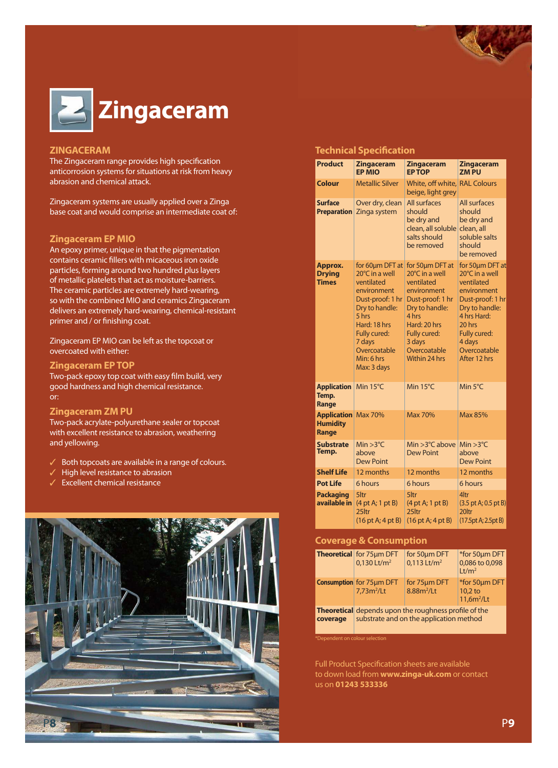# Zingaceram

## ZINGACERAM

The Zingaceram range provides high specification anticorrosion systems for situations at risk from heavy abrasion and chemical attack.

Zingaceram systems are usually applied over a Zinga base coat and would comprise an intermediate coat of:

### Zingaceram EP MIO

An epoxy primer, unique in that the pigmentation contains ceramic fillers with micaceous iron oxide particles, forming around two hundred plus layers of metallic platelets that act as moisture-barriers. The ceramic particles are extremely hard-wearing, so with the combined MIO and ceramics Zingaceram delivers an extremely hard-wearing, chemical-resistant primer and / or finishing coat.

Zingaceram EP MIO can be left as the topcoat or overcoated with either:

### Zingaceram EP TOP

Two-pack epoxy top coat with easy film build, very good hardness and high chemical resistance.

or:

### Zingaceram ZM PU

Two-pack acrylate-polyurethane sealer or topcoat with excellent resistance to abrasion, weathering and yellowing.

- ✓ Both topcoats are available in a range of colours.
- ✓ High level resistance to abrasion
- ✓ Excellent chemical resistance

## Technical Specification

| Product | Zingaceram EP MIO | Zingaceram EP TOP | Zingaceram ZM PU |
|---|---|---|---|
| Colour | Metallic Silver | White, off white, beige, light grey | RAL Colours |
| Surface Preparation | Over dry, clean Zinga system | All surfaces should be dry and clean, all soluble salts should be removed | All surfaces should be dry and clean, all soluble salts should be removed |
| Approx. Drying Times | for 60µm DFT at 20°C in a well ventilated environment Dust-proof: 1 hr Dry to handle: 5 hrs Hard: 18 hrs Fully cured: 7 days Overcoatable Min: 6 hrs Max: 3 days | for 50µm DFT at 20°C in a well ventilated environment Dust-proof: 1 hr Dry to handle: 4 hrs Hard: 20 hrs Fully cured: 3 days Overcoatable Within 24 hrs | for 50µm DFT at 20°C in a well ventilated environment Dust-proof: 1 hr Dry to handle: 4 hrs Hard: 20 hrs Fully cured: 4 days Overcoatable After 12 hrs |
| Application Temp. Range | Min 15°C | Min 15°C | Min 5°C |
| Application Humidity Range | Max 70% | Max 70% | Max 85% |
| Substrate Temp. | Min >3°C above Dew Point | Min >3°C above Dew Point | Min >3°C above Dew Point |
| Shelf Life | 12 months | 12 months | 12 months |
| Pot Life | 6 hours | 6 hours | 6 hours |
| Packaging available in | 5ltr (4 pt A; 1 pt B) 25ltr (16 pt A; 4 pt B) | 5ltr (4 pt A; 1 pt B) 25ltr (16 pt A; 4 pt B) | 4ltr (3.5 pt A; 0.5 pt B) 20ltr (17.5pt A; 2.5pt B) |

## Coverage & Consumption

| | | | |
|---|---|---|---|
| Theoretical | for 75µm DFT 0,130 Lt/m² | for 50µm DFT 0,113 Lt/m² | *for 50µm DFT 0,086 to 0,098 Lt/m² |
| Consumption | for 75µm DFT 7,73m²/Lt | for 75µm DFT 8.88m²/Lt | *for 50µm DFT 10,2 to 11,6m²/Lt |
| Theoretical coverage | depends upon the roughness profile of the substrate and on the application method | | |

*Dependent on colour selection

Full Product Specification sheets are available to down load from **www.zinga-uk.com** or contact us on **01243 533336**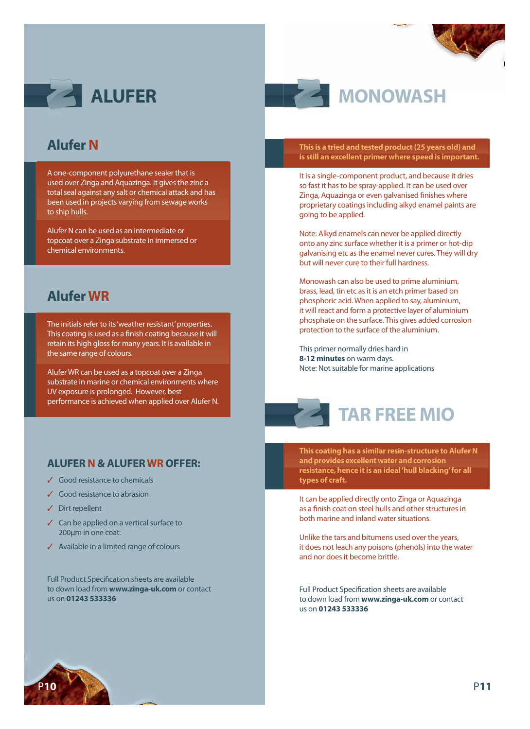# ALUFER

## Alufer N

A one-component polyurethane sealer that is used over Zinga and Aquazinga. It gives the zinc a total seal against any salt or chemical attack and has been used in projects varying from sewage works to ship hulls.

Alufer N can be used as an intermediate or topcoat over a Zinga substrate in immersed or chemical environments.

## Alufer WR

The initials refer to its 'weather resistant' properties. This coating is used as a finish coating because it will retain its high gloss for many years. It is available in the same range of colours.

Alufer WR can be used as a topcoat over a Zinga substrate in marine or chemical environments where UV exposure is prolonged. However, best performance is achieved when applied over Alufer N.

### ALUFER N & ALUFER WR OFFER:

- ✓ Good resistance to chemicals
- ✓ Good resistance to abrasion
- ✓ Dirt repellent
- ✓ Can be applied on a vertical surface to 200µm in one coat.
- ✓ Available in a limited range of colours

Full Product Specification sheets are available to down load from **www.zinga-uk.com** or contact us on **01243 533336**

# MONOWASH

**This is a tried and tested product (25 years old) and is still an excellent primer where speed is important.**

It is a single-component product, and because it dries so fast it has to be spray-applied. It can be used over Zinga, Aquazinga or even galvanised finishes where proprietary coatings including alkyd enamel paints are going to be applied.

Note: Alkyd enamels can never be applied directly onto any zinc surface whether it is a primer or hot-dip galvanising etc as the enamel never cures. They will dry but will never cure to their full hardness.

Monowash can also be used to prime aluminium, brass, lead, tin etc as it is an etch primer based on phosphoric acid. When applied to say, aluminium, it will react and form a protective layer of aluminium phosphate on the surface. This gives added corrosion protection to the surface of the aluminium.

This primer normally dries hard in **8-12 minutes** on warm days.
Note: Not suitable for marine applications

# TAR FREE MIO

**This coating has a similar resin-structure to Alufer N and provides excellent water and corrosion resistance, hence it is an ideal 'hull blacking' for all types of craft.**

It can be applied directly onto Zinga or Aquazinga as a finish coat on steel hulls and other structures in both marine and inland water situations.

Unlike the tars and bitumens used over the years, it does not leach any poisons (phenols) into the water and nor does it become brittle.

Full Product Specification sheets are available to down load from **www.zinga-uk.com** or contact us on **01243 533336**